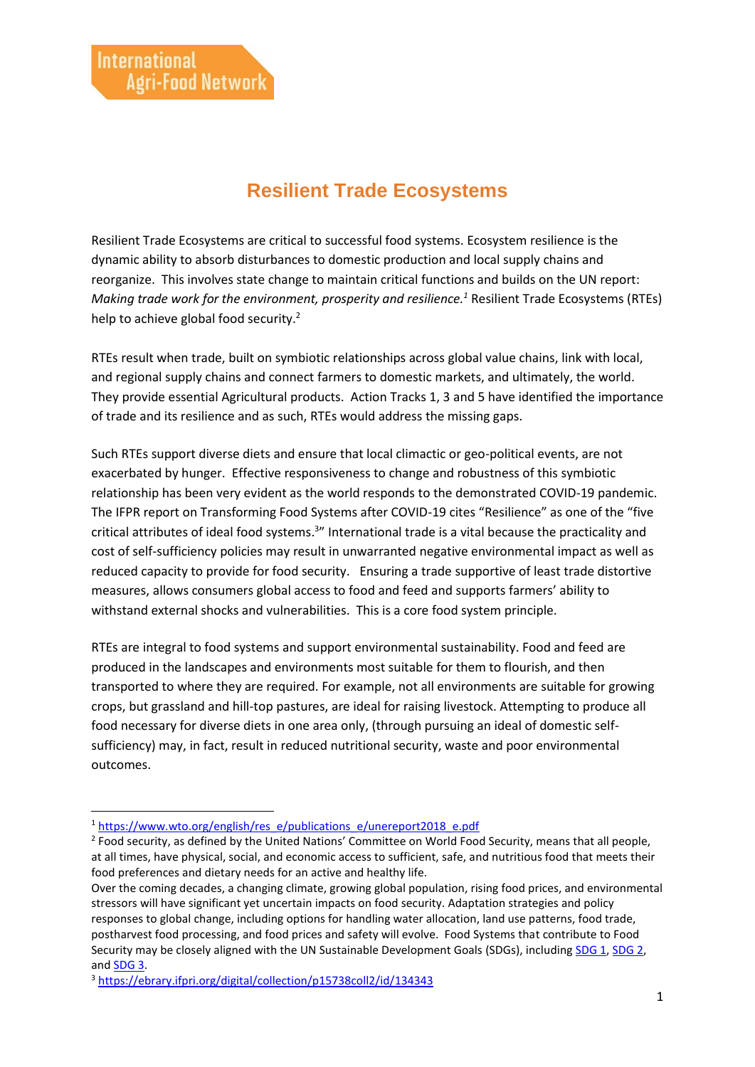International Agri-Food Network

# Resilient Trade Ecosystems

Resilient Trade Ecosystems are critical to successful food systems. Ecosystem resilience is the dynamic ability to absorb disturbances to domestic production and local supply chains and reorganize. This involves state change to maintain critical functions and builds on the UN report: *Making trade work for the environment, prosperity and resilience.*[1] Resilient Trade Ecosystems (RTEs) help to achieve global food security.[2]

RTEs result when trade, built on symbiotic relationships across global value chains, link with local, and regional supply chains and connect farmers to domestic markets, and ultimately, the world. They provide essential Agricultural products. Action Tracks 1, 3 and 5 have identified the importance of trade and its resilience and as such, RTEs would address the missing gaps.

Such RTEs support diverse diets and ensure that local climactic or geo-political events, are not exacerbated by hunger. Effective responsiveness to change and robustness of this symbiotic relationship has been very evident as the world responds to the demonstrated COVID-19 pandemic. The IFPR report on Transforming Food Systems after COVID-19 cites "Resilience" as one of the "five critical attributes of ideal food systems.[3]" International trade is a vital because the practicality and cost of self-sufficiency policies may result in unwarranted negative environmental impact as well as reduced capacity to provide for food security. Ensuring a trade supportive of least trade distortive measures, allows consumers global access to food and feed and supports farmers' ability to withstand external shocks and vulnerabilities. This is a core food system principle.

RTEs are integral to food systems and support environmental sustainability. Food and feed are produced in the landscapes and environments most suitable for them to flourish, and then transported to where they are required. For example, not all environments are suitable for growing crops, but grassland and hill-top pastures, are ideal for raising livestock. Attempting to produce all food necessary for diverse diets in one area only, (through pursuing an ideal of domestic self-sufficiency) may, in fact, result in reduced nutritional security, waste and poor environmental outcomes.

---

[1] https://www.wto.org/english/res_e/publications_e/unereport2018_e.pdf

[2] Food security, as defined by the United Nations' Committee on World Food Security, means that all people, at all times, have physical, social, and economic access to sufficient, safe, and nutritious food that meets their food preferences and dietary needs for an active and healthy life.
Over the coming decades, a changing climate, growing global population, rising food prices, and environmental stressors will have significant yet uncertain impacts on food security. Adaptation strategies and policy responses to global change, including options for handling water allocation, land use patterns, food trade, postharvest food processing, and food prices and safety will evolve. Food Systems that contribute to Food Security may be closely aligned with the UN Sustainable Development Goals (SDGs), including SDG 1, SDG 2, and SDG 3.

[3] https://ebrary.ifpri.org/digital/collection/p15738coll2/id/134343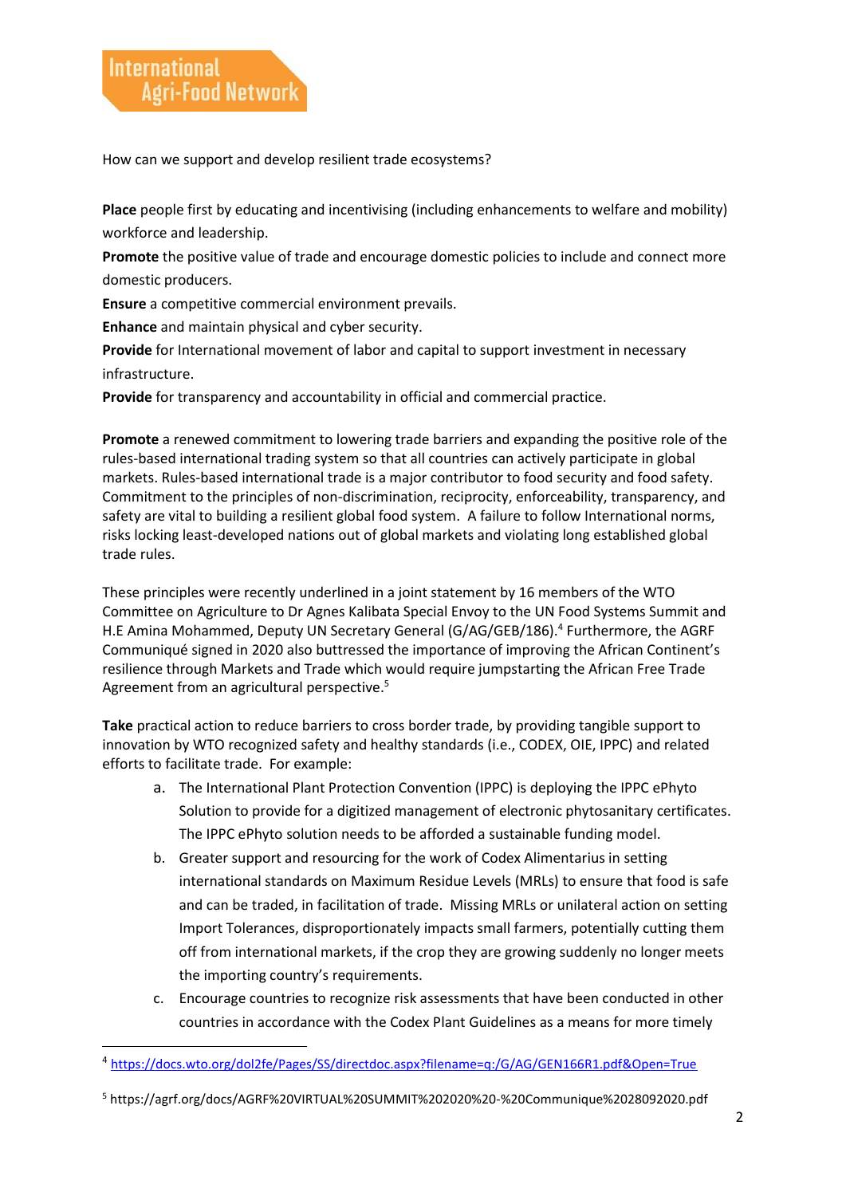How can we support and develop resilient trade ecosystems?

**Place** people first by educating and incentivising (including enhancements to welfare and mobility) workforce and leadership.

**Promote** the positive value of trade and encourage domestic policies to include and connect more domestic producers.

**Ensure** a competitive commercial environment prevails.

**Enhance** and maintain physical and cyber security.

**Provide** for International movement of labor and capital to support investment in necessary infrastructure.

**Provide** for transparency and accountability in official and commercial practice.

**Promote** a renewed commitment to lowering trade barriers and expanding the positive role of the rules-based international trading system so that all countries can actively participate in global markets. Rules-based international trade is a major contributor to food security and food safety. Commitment to the principles of non-discrimination, reciprocity, enforceability, transparency, and safety are vital to building a resilient global food system. A failure to follow International norms, risks locking least-developed nations out of global markets and violating long established global trade rules.

These principles were recently underlined in a joint statement by 16 members of the WTO Committee on Agriculture to Dr Agnes Kalibata Special Envoy to the UN Food Systems Summit and H.E Amina Mohammed, Deputy UN Secretary General (G/AG/GEB/186).[4] Furthermore, the AGRF Communiqué signed in 2020 also buttressed the importance of improving the African Continent's resilience through Markets and Trade which would require jumpstarting the African Free Trade Agreement from an agricultural perspective.[5]

**Take** practical action to reduce barriers to cross border trade, by providing tangible support to innovation by WTO recognized safety and healthy standards (i.e., CODEX, OIE, IPPC) and related efforts to facilitate trade. For example:

a. The International Plant Protection Convention (IPPC) is deploying the IPPC ePhyto Solution to provide for a digitized management of electronic phytosanitary certificates. The IPPC ePhyto solution needs to be afforded a sustainable funding model.
b. Greater support and resourcing for the work of Codex Alimentarius in setting international standards on Maximum Residue Levels (MRLs) to ensure that food is safe and can be traded, in facilitation of trade. Missing MRLs or unilateral action on setting Import Tolerances, disproportionately impacts small farmers, potentially cutting them off from international markets, if the crop they are growing suddenly no longer meets the importing country's requirements.
c. Encourage countries to recognize risk assessments that have been conducted in other countries in accordance with the Codex Plant Guidelines as a means for more timely

---

[4] https://docs.wto.org/dol2fe/Pages/SS/directdoc.aspx?filename=q:/G/AG/GEN166R1.pdf&Open=True

[5] https://agrf.org/docs/AGRF%20VIRTUAL%20SUMMIT%202020%20-%20Communique%2028092020.pdf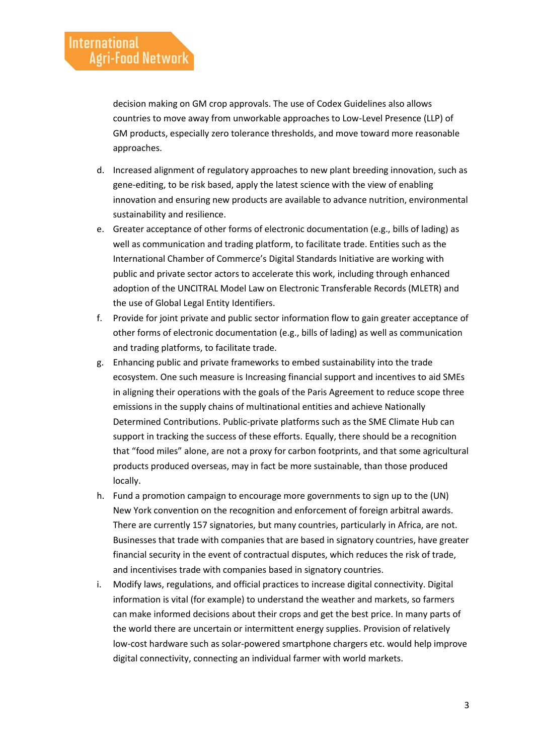decision making on GM crop approvals. The use of Codex Guidelines also allows countries to move away from unworkable approaches to Low-Level Presence (LLP) of GM products, especially zero tolerance thresholds, and move toward more reasonable approaches.

d. Increased alignment of regulatory approaches to new plant breeding innovation, such as gene-editing, to be risk based, apply the latest science with the view of enabling innovation and ensuring new products are available to advance nutrition, environmental sustainability and resilience.

e. Greater acceptance of other forms of electronic documentation (e.g., bills of lading) as well as communication and trading platform, to facilitate trade. Entities such as the International Chamber of Commerce's Digital Standards Initiative are working with public and private sector actors to accelerate this work, including through enhanced adoption of the UNCITRAL Model Law on Electronic Transferable Records (MLETR) and the use of Global Legal Entity Identifiers.

f. Provide for joint private and public sector information flow to gain greater acceptance of other forms of electronic documentation (e.g., bills of lading) as well as communication and trading platforms, to facilitate trade.

g. Enhancing public and private frameworks to embed sustainability into the trade ecosystem. One such measure is Increasing financial support and incentives to aid SMEs in aligning their operations with the goals of the Paris Agreement to reduce scope three emissions in the supply chains of multinational entities and achieve Nationally Determined Contributions. Public-private platforms such as the SME Climate Hub can support in tracking the success of these efforts. Equally, there should be a recognition that "food miles" alone, are not a proxy for carbon footprints, and that some agricultural products produced overseas, may in fact be more sustainable, than those produced locally.

h. Fund a promotion campaign to encourage more governments to sign up to the (UN) New York convention on the recognition and enforcement of foreign arbitral awards. There are currently 157 signatories, but many countries, particularly in Africa, are not. Businesses that trade with companies that are based in signatory countries, have greater financial security in the event of contractual disputes, which reduces the risk of trade, and incentivises trade with companies based in signatory countries.

i. Modify laws, regulations, and official practices to increase digital connectivity. Digital information is vital (for example) to understand the weather and markets, so farmers can make informed decisions about their crops and get the best price. In many parts of the world there are uncertain or intermittent energy supplies. Provision of relatively low-cost hardware such as solar-powered smartphone chargers etc. would help improve digital connectivity, connecting an individual farmer with world markets.